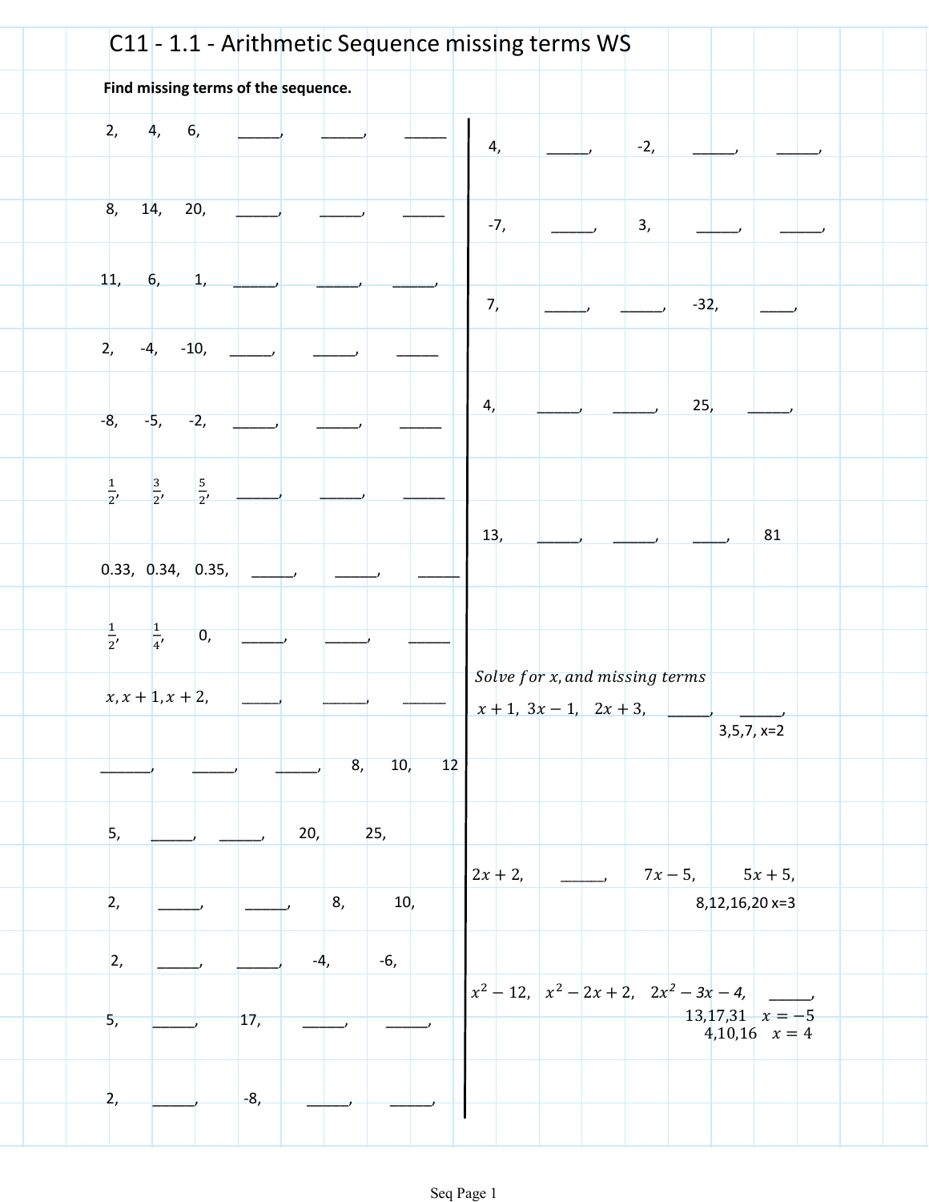# C11 - 1.1 - Arithmetic Sequence missing terms WS

**Find missing terms of the sequence.**

2, 4, 6, \_\_\_\_\_, \_\_\_\_\_, \_\_\_\_\_

8, 14, 20, \_\_\_\_\_, \_\_\_\_\_, \_\_\_\_\_

11, 6, 1, \_\_\_\_\_, \_\_\_\_\_, \_\_\_\_\_,

2, -4, -10, \_\_\_\_\_, \_\_\_\_\_, \_\_\_\_\_

-8, -5, -2, \_\_\_\_\_, \_\_\_\_\_, \_\_\_\_\_

$\frac{1}{2}$, $\frac{3}{2}$, $\frac{5}{2}$, \_\_\_\_\_, \_\_\_\_\_, \_\_\_\_\_

0.33, 0.34, 0.35, \_\_\_\_\_, \_\_\_\_\_, \_\_\_\_\_

$\frac{1}{2}$, $\frac{1}{4}$, 0, \_\_\_\_\_, \_\_\_\_\_, \_\_\_\_\_

$x, x+1, x+2,$ \_\_\_\_\_, \_\_\_\_\_, \_\_\_\_\_

\_\_\_\_\_, \_\_\_\_\_, \_\_\_\_\_, 8, 10, 12

5, \_\_\_\_\_, \_\_\_\_\_, 20, 25,

2, \_\_\_\_\_, \_\_\_\_\_, 8, 10,

2, \_\_\_\_\_, \_\_\_\_\_, -4, -6,

5, \_\_\_\_\_, 17, \_\_\_\_\_, \_\_\_\_\_,

2, \_\_\_\_\_, -8, \_\_\_\_\_, \_\_\_\_\_,

4, \_\_\_\_\_, -2, \_\_\_\_\_, \_\_\_\_\_,

-7, \_\_\_\_\_, 3, \_\_\_\_\_, \_\_\_\_\_,

7, \_\_\_\_\_, \_\_\_\_\_, -32, \_\_\_\_\_,

4, \_\_\_\_\_, \_\_\_\_\_, 25, \_\_\_\_\_,

13, \_\_\_\_\_, \_\_\_\_\_, \_\_\_\_\_, 81

*Solve for x, and missing terms*

$x+1,\ 3x-1,\ \ 2x+3,$ \_\_\_\_\_, \_\_\_\_\_,

3,5,7, x=2

$2x+2,$ \_\_\_\_\_, $7x-5,$ $5x+5,$

8,12,16,20 x=3

$x^2-12,\ \ x^2-2x+2,\ \ 2x^2-3x-4,$ \_\_\_\_\_,

13,17,31 $x=-5$

4,10,16 $x=4$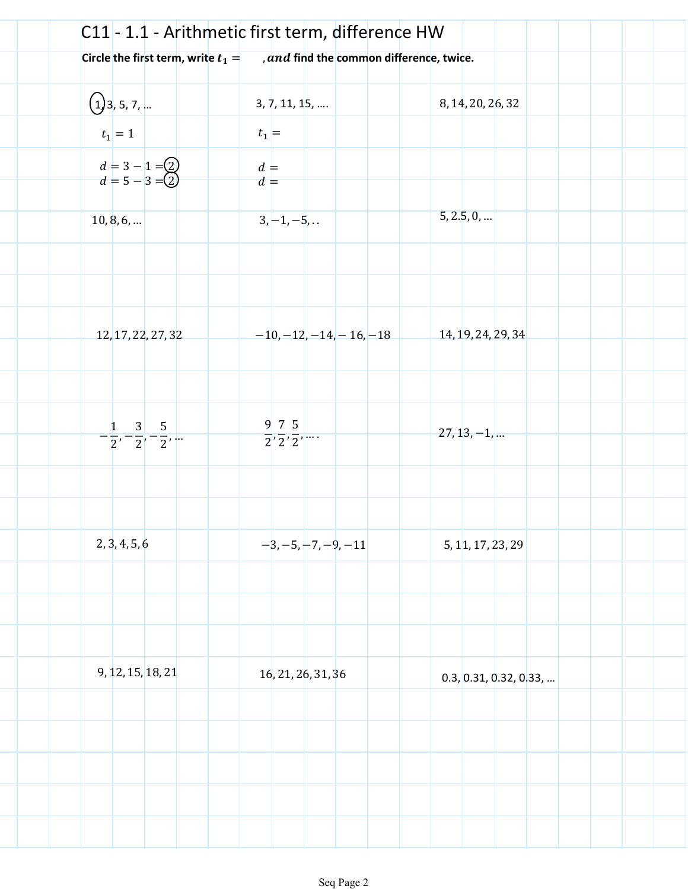# C11 - 1.1 - Arithmetic first term, difference HW

**Circle the first term, write $t_1 =$ , *and* find the common difference, twice.**

(1), 3, 5, 7, …

$t_1 = 1$

$d = 3 - 1 = 2$
$d = 5 - 3 = 2$

3, 7, 11, 15, ….

$t_1 =$

$d =$
$d =$

$8, 14, 20, 26, 32$

$10, 8, 6, \ldots$

$3, -1, -5, ..$

$5, 2.5, 0, \ldots$

$12, 17, 22, 27, 32$

$-10, -12, -14, -16, -18$

$14, 19, 24, 29, 34$

$-\frac{1}{2}, -\frac{3}{2}, -\frac{5}{2}, \ldots$

$\frac{9}{2}, \frac{7}{2}, \frac{5}{2}, \ldots.$

$27, 13, -1, \ldots$

$2, 3, 4, 5, 6$

$-3, -5, -7, -9, -11$

$5, 11, 17, 23, 29$

$9, 12, 15, 18, 21$

$16, 21, 26, 31, 36$

0.3, 0.31, 0.32, 0.33, …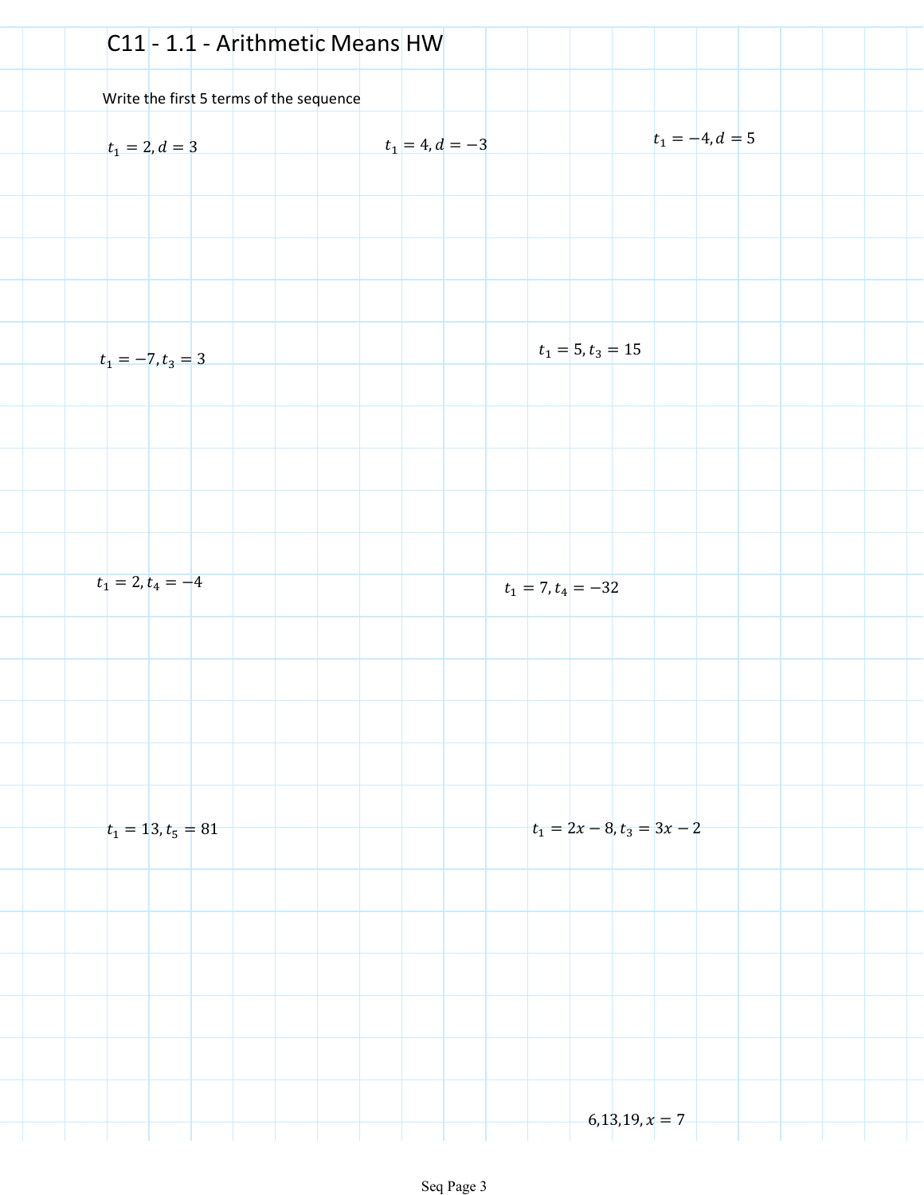# C11 - 1.1 - Arithmetic Means HW

Write the first 5 terms of the sequence

$t_1 = 2, d = 3$

$t_1 = 4, d = -3$

$t_1 = -4, d = 5$

$t_1 = -7, t_3 = 3$

$t_1 = 5, t_3 = 15$

$t_1 = 2, t_4 = -4$

$t_1 = 7, t_4 = -32$

$t_1 = 13, t_5 = 81$

$t_1 = 2x - 8, t_3 = 3x - 2$

$6, 13, 19, x = 7$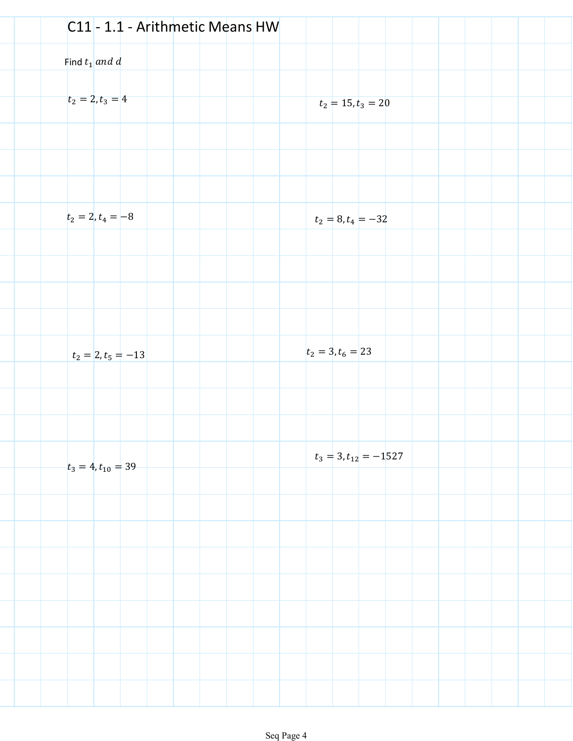# C11 - 1.1 - Arithmetic Means HW

Find $t_1$ *and* $d$

$t_2 = 2, t_3 = 4$

$t_2 = 15, t_3 = 20$

$t_2 = 2, t_4 = -8$

$t_2 = 8, t_4 = -32$

$t_2 = 2, t_5 = -13$

$t_2 = 3, t_6 = 23$

$t_3 = 4, t_{10} = 39$

$t_3 = 3, t_{12} = -1527$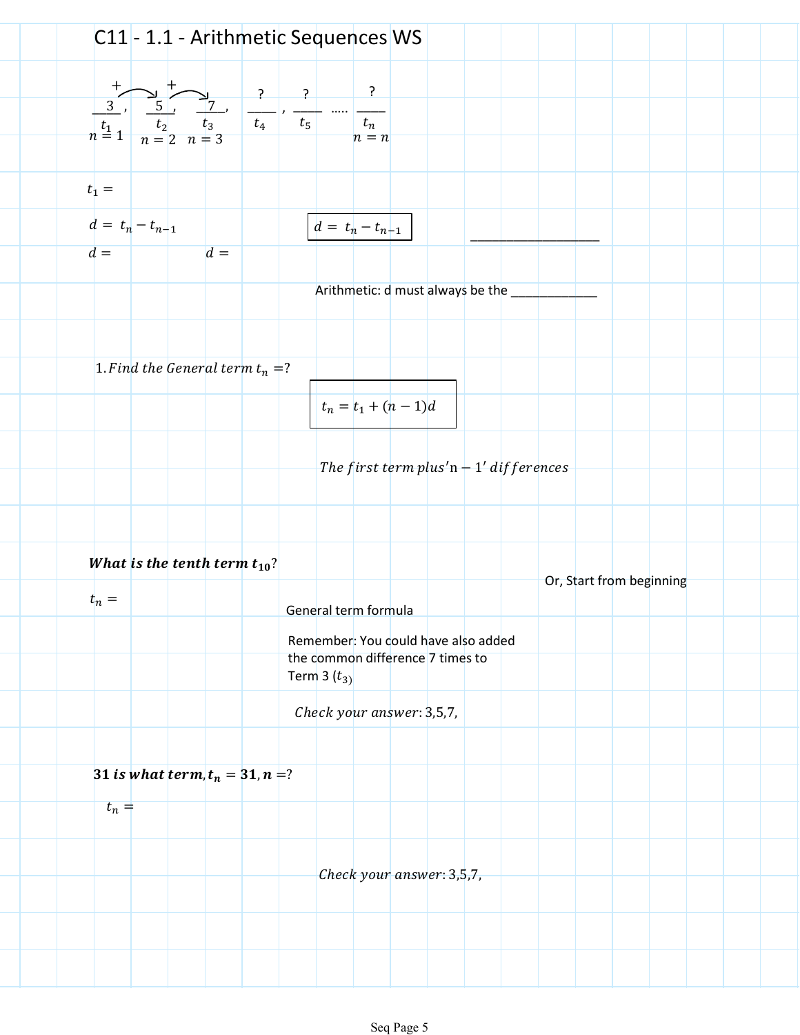# C11 - 1.1 - Arithmetic Sequences WS

$$\underset{\substack{t_1 \\ n=1}}{\underline{3}}, \ \underset{\substack{t_2 \\ n=2}}{\underline{5}}, \ \underset{\substack{t_3 \\ n=3}}{\underline{7}}, \ \underset{t_4}{\underline{?}}, \ \underset{t_5}{\underline{?}} \ \ldots\ldots \ \underset{\substack{t_n \\ n=n}}{\underline{?}}$$

(+ between $t_1$ and $t_2$, + between $t_2$ and $t_3$)

$t_1 =$

$d = t_n - t_{n-1}$

$d =$ $\qquad$ $d =$

$d = t_n - t_{n-1}$ $\qquad$ ____________________

Arithmetic: d must always be the _____________

1. *Find the General term* $t_n = ?$

$$t_n = t_1 + (n-1)d$$

*The first term plus 'n − 1' differences*

**What is the tenth term $t_{10}$?**

Or, Start from beginning

$t_n =$

General term formula

Remember: You could have also added the common difference 7 times to Term 3 ($t_3$)

*Check your answer*: 3,5,7,

**31 is what term, $t_n = 31, n = ?$**

$t_n =$

*Check your answer*: 3,5,7,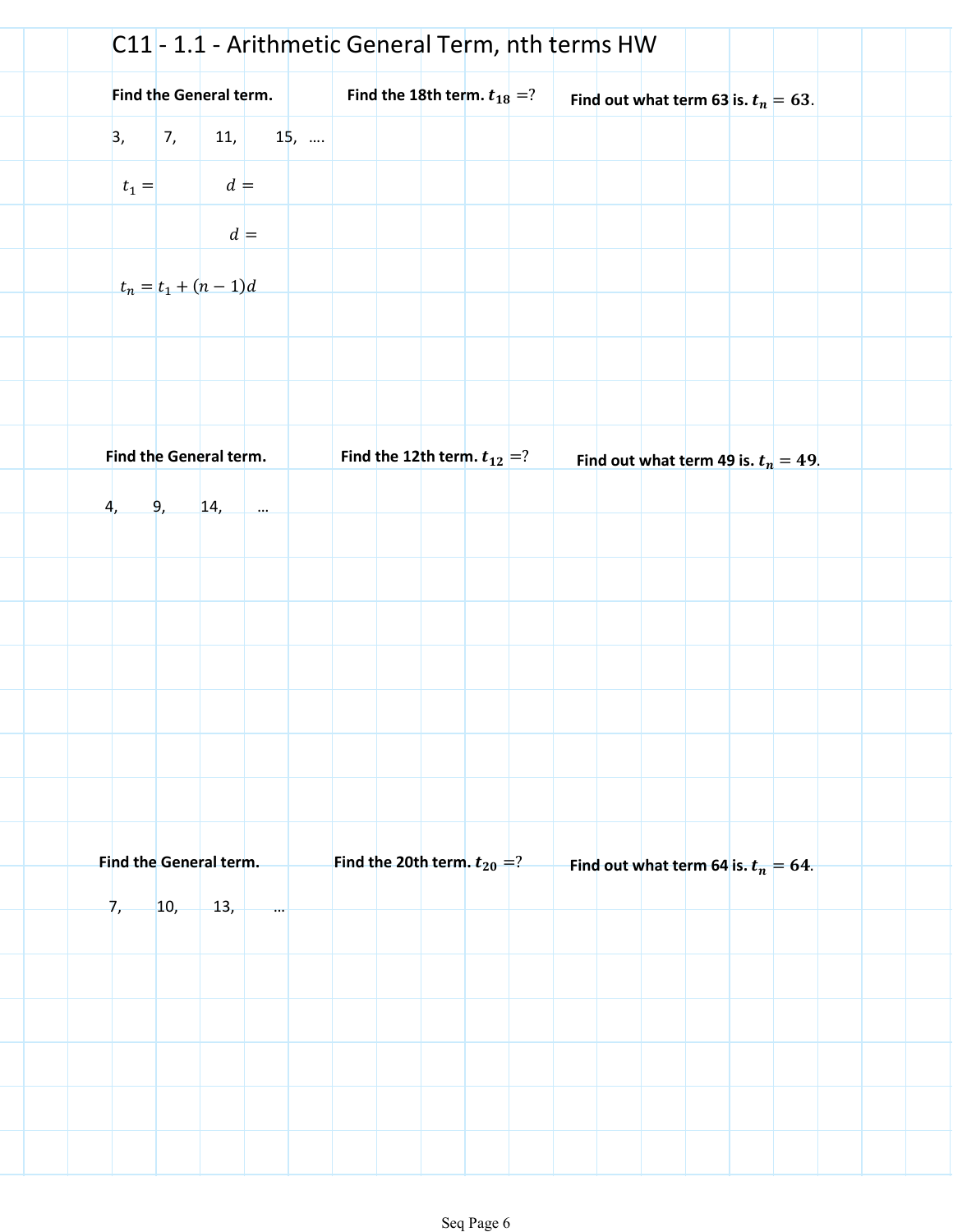# C11 - 1.1 - Arithmetic General Term, nth terms HW

**Find the General term.**

3, 7, 11, 15, ….

$t_1 =$ $d =$

$d =$

$t_n = t_1 + (n-1)d$

**Find the 18th term.** $t_{18} = ?$

**Find out what term 63 is.** $t_n = 63$.

**Find the General term.**

4, 9, 14, …

**Find the 12th term.** $t_{12} = ?$

**Find out what term 49 is.** $t_n = 49$.

**Find the General term.**

7, 10, 13, …

**Find the 20th term.** $t_{20} = ?$

**Find out what term 64 is.** $t_n = 64$.